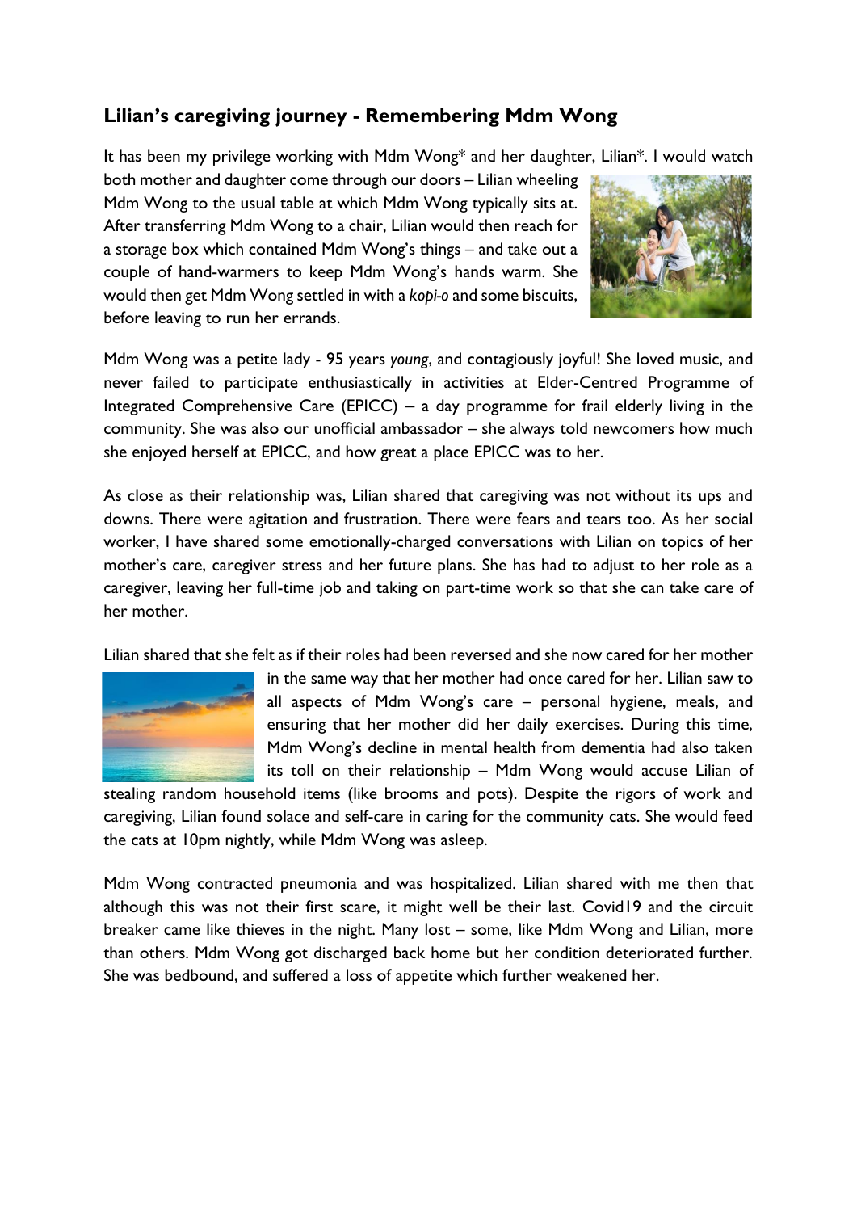## Lilian's caregiving journey - Remembering Mdm Wong

It has been my privilege working with Mdm Wong* and her daughter, Lilian*. I would watch both mother and daughter come through our doors – Lilian wheeling Mdm Wong to the usual table at which Mdm Wong typically sits at. After transferring Mdm Wong to a chair, Lilian would then reach for a storage box which contained Mdm Wong's things – and take out a couple of hand-warmers to keep Mdm Wong's hands warm. She would then get Mdm Wong settled in with a *kopi-o* and some biscuits, before leaving to run her errands.

Mdm Wong was a petite lady - 95 years *young*, and contagiously joyful! She loved music, and never failed to participate enthusiastically in activities at Elder-Centred Programme of Integrated Comprehensive Care (EPICC) – a day programme for frail elderly living in the community. She was also our unofficial ambassador – she always told newcomers how much she enjoyed herself at EPICC, and how great a place EPICC was to her.

As close as their relationship was, Lilian shared that caregiving was not without its ups and downs. There were agitation and frustration. There were fears and tears too. As her social worker, I have shared some emotionally-charged conversations with Lilian on topics of her mother's care, caregiver stress and her future plans. She has had to adjust to her role as a caregiver, leaving her full-time job and taking on part-time work so that she can take care of her mother.

Lilian shared that she felt as if their roles had been reversed and she now cared for her mother in the same way that her mother had once cared for her. Lilian saw to all aspects of Mdm Wong's care – personal hygiene, meals, and ensuring that her mother did her daily exercises. During this time, Mdm Wong's decline in mental health from dementia had also taken its toll on their relationship – Mdm Wong would accuse Lilian of stealing random household items (like brooms and pots). Despite the rigors of work and caregiving, Lilian found solace and self-care in caring for the community cats. She would feed the cats at 10pm nightly, while Mdm Wong was asleep.

Mdm Wong contracted pneumonia and was hospitalized. Lilian shared with me then that although this was not their first scare, it might well be their last. Covid19 and the circuit breaker came like thieves in the night. Many lost – some, like Mdm Wong and Lilian, more than others. Mdm Wong got discharged back home but her condition deteriorated further. She was bedbound, and suffered a loss of appetite which further weakened her.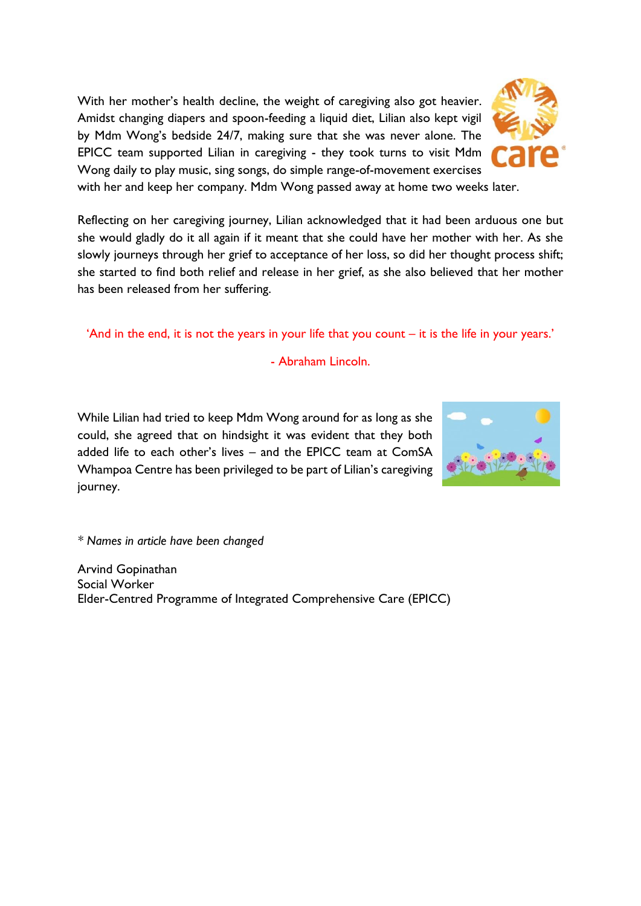With her mother's health decline, the weight of caregiving also got heavier. Amidst changing diapers and spoon-feeding a liquid diet, Lilian also kept vigil by Mdm Wong's bedside 24/7, making sure that she was never alone. The EPICC team supported Lilian in caregiving - they took turns to visit Mdm Wong daily to play music, sing songs, do simple range-of-movement exercises with her and keep her company. Mdm Wong passed away at home two weeks later.

Reflecting on her caregiving journey, Lilian acknowledged that it had been arduous one but she would gladly do it all again if it meant that she could have her mother with her. As she slowly journeys through her grief to acceptance of her loss, so did her thought process shift; she started to find both relief and release in her grief, as she also believed that her mother has been released from her suffering.

'And in the end, it is not the years in your life that you count – it is the life in your years.'

- Abraham Lincoln.

While Lilian had tried to keep Mdm Wong around for as long as she could, she agreed that on hindsight it was evident that they both added life to each other's lives – and the EPICC team at ComSA Whampoa Centre has been privileged to be part of Lilian's caregiving journey.

*\* Names in article have been changed*

Arvind Gopinathan
Social Worker
Elder-Centred Programme of Integrated Comprehensive Care (EPICC)